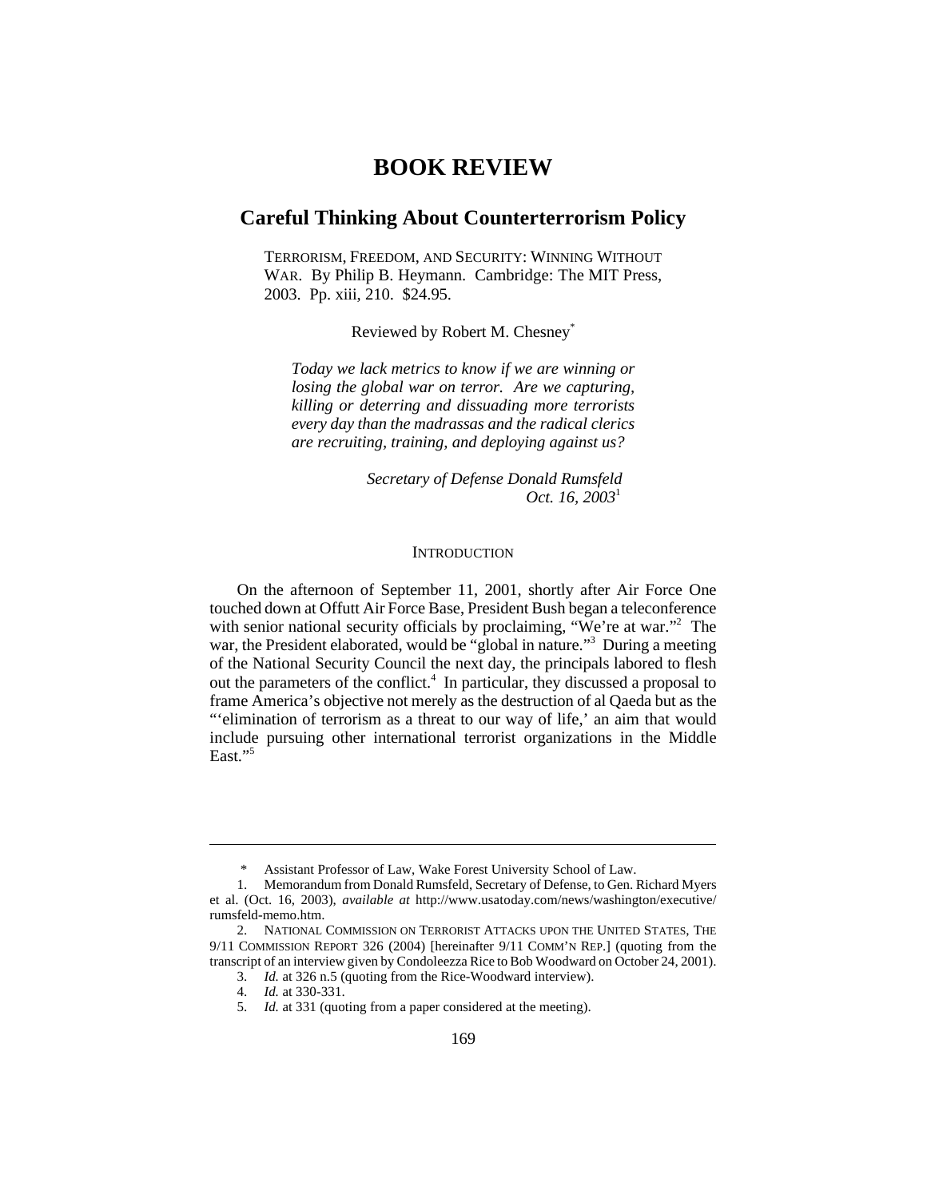# BOOK REVIEW

## Careful Thinking About Counterterrorism Policy

TERRORISM, FREEDOM, AND SECURITY: WINNING WITHOUT WAR. By Philip B. Heymann. Cambridge: The MIT Press, 2003. Pp. xiii, 210. $24.95.

Reviewed by Robert M. Chesney[*]

> *Today we lack metrics to know if we are winning or losing the global war on terror. Are we capturing, killing or deterring and dissuading more terrorists every day than the madrassas and the radical clerics are recruiting, training, and deploying against us?*
>
> *Secretary of Defense Donald Rumsfeld*
> *Oct. 16, 2003*[1]

### INTRODUCTION

On the afternoon of September 11, 2001, shortly after Air Force One touched down at Offutt Air Force Base, President Bush began a teleconference with senior national security officials by proclaiming, "We're at war."[2] The war, the President elaborated, would be "global in nature."[3] During a meeting of the National Security Council the next day, the principals labored to flesh out the parameters of the conflict.[4] In particular, they discussed a proposal to frame America's objective not merely as the destruction of al Qaeda but as the "'elimination of terrorism as a threat to our way of life,' an aim that would include pursuing other international terrorist organizations in the Middle East."[5]

---

\* Assistant Professor of Law, Wake Forest University School of Law.

1. Memorandum from Donald Rumsfeld, Secretary of Defense, to Gen. Richard Myers et al. (Oct. 16, 2003), *available at* http://www.usatoday.com/news/washington/executive/rumsfeld-memo.htm.

2. NATIONAL COMMISSION ON TERRORIST ATTACKS UPON THE UNITED STATES, THE 9/11 COMMISSION REPORT 326 (2004) [hereinafter 9/11 COMM'N REP.] (quoting from the transcript of an interview given by Condoleezza Rice to Bob Woodward on October 24, 2001).

3. *Id.* at 326 n.5 (quoting from the Rice-Woodward interview).

4. *Id.* at 330-331.

5. *Id.* at 331 (quoting from a paper considered at the meeting).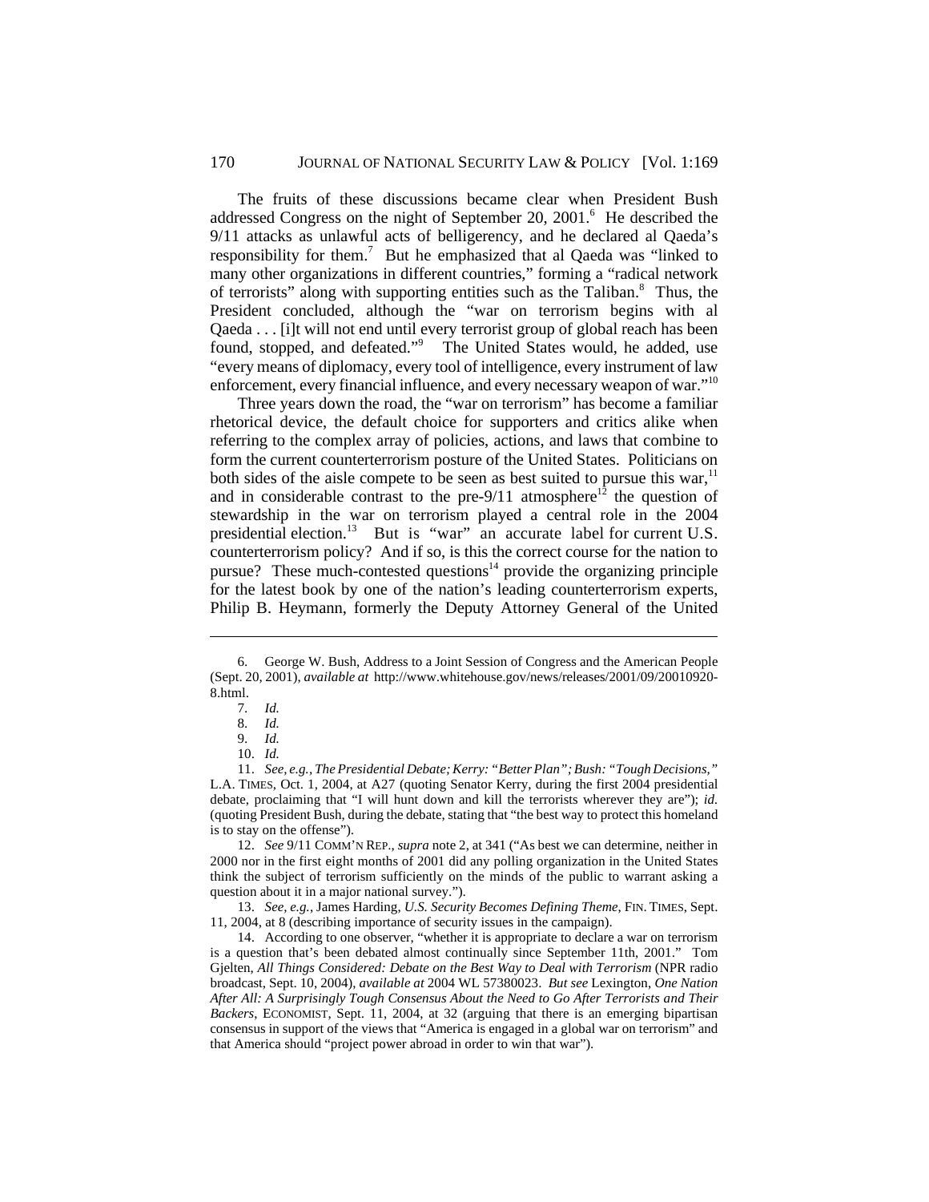The fruits of these discussions became clear when President Bush addressed Congress on the night of September 20, 2001.[6] He described the 9/11 attacks as unlawful acts of belligerency, and he declared al Qaeda's responsibility for them.[7] But he emphasized that al Qaeda was "linked to many other organizations in different countries," forming a "radical network of terrorists" along with supporting entities such as the Taliban.[8] Thus, the President concluded, although the "war on terrorism begins with al Qaeda . . . [i]t will not end until every terrorist group of global reach has been found, stopped, and defeated."[9] The United States would, he added, use "every means of diplomacy, every tool of intelligence, every instrument of law enforcement, every financial influence, and every necessary weapon of war."[10]

Three years down the road, the "war on terrorism" has become a familiar rhetorical device, the default choice for supporters and critics alike when referring to the complex array of policies, actions, and laws that combine to form the current counterterrorism posture of the United States. Politicians on both sides of the aisle compete to be seen as best suited to pursue this war,[11] and in considerable contrast to the pre-9/11 atmosphere[12] the question of stewardship in the war on terrorism played a central role in the 2004 presidential election.[13] But is "war" an accurate label for current U.S. counterterrorism policy? And if so, is this the correct course for the nation to pursue? These much-contested questions[14] provide the organizing principle for the latest book by one of the nation's leading counterterrorism experts, Philip B. Heymann, formerly the Deputy Attorney General of the United

---

6. George W. Bush, Address to a Joint Session of Congress and the American People (Sept. 20, 2001), *available at* http://www.whitehouse.gov/news/releases/2001/09/20010920-8.html.

7. *Id.*

8. *Id.*

9. *Id.*

10. *Id.*

11. *See, e.g.*, *The Presidential Debate; Kerry: "Better Plan"; Bush: "Tough Decisions,"* L.A. TIMES, Oct. 1, 2004, at A27 (quoting Senator Kerry, during the first 2004 presidential debate, proclaiming that "I will hunt down and kill the terrorists wherever they are"); *id.* (quoting President Bush, during the debate, stating that "the best way to protect this homeland is to stay on the offense").

12. *See* 9/11 COMM'N REP., *supra* note 2, at 341 ("As best we can determine, neither in 2000 nor in the first eight months of 2001 did any polling organization in the United States think the subject of terrorism sufficiently on the minds of the public to warrant asking a question about it in a major national survey.").

13. *See, e.g.*, James Harding, *U.S. Security Becomes Defining Theme*, FIN. TIMES, Sept. 11, 2004, at 8 (describing importance of security issues in the campaign).

14. According to one observer, "whether it is appropriate to declare a war on terrorism is a question that's been debated almost continually since September 11th, 2001." Tom Gjelten, *All Things Considered: Debate on the Best Way to Deal with Terrorism* (NPR radio broadcast, Sept. 10, 2004), *available at* 2004 WL 57380023. *But see* Lexington, *One Nation After All: A Surprisingly Tough Consensus About the Need to Go After Terrorists and Their Backers*, ECONOMIST, Sept. 11, 2004, at 32 (arguing that there is an emerging bipartisan consensus in support of the views that "America is engaged in a global war on terrorism" and that America should "project power abroad in order to win that war").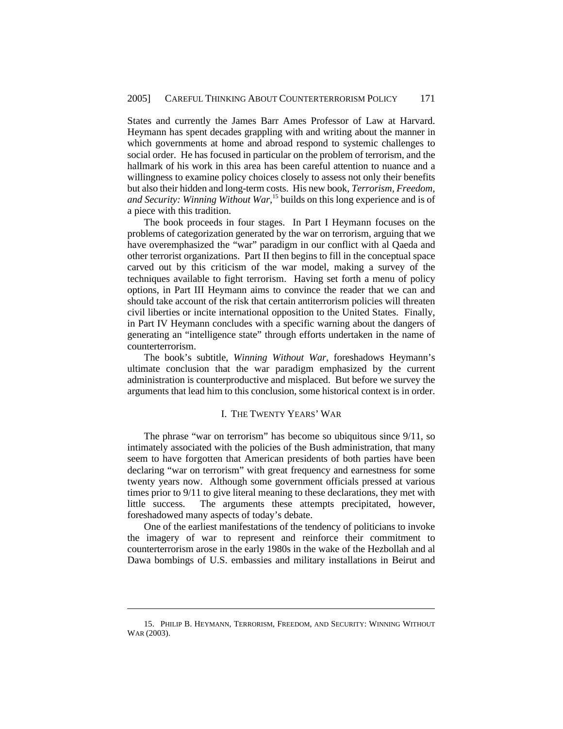States and currently the James Barr Ames Professor of Law at Harvard. Heymann has spent decades grappling with and writing about the manner in which governments at home and abroad respond to systemic challenges to social order. He has focused in particular on the problem of terrorism, and the hallmark of his work in this area has been careful attention to nuance and a willingness to examine policy choices closely to assess not only their benefits but also their hidden and long-term costs. His new book, *Terrorism, Freedom, and Security: Winning Without War*,[15] builds on this long experience and is of a piece with this tradition.

The book proceeds in four stages. In Part I Heymann focuses on the problems of categorization generated by the war on terrorism, arguing that we have overemphasized the "war" paradigm in our conflict with al Qaeda and other terrorist organizations. Part II then begins to fill in the conceptual space carved out by this criticism of the war model, making a survey of the techniques available to fight terrorism. Having set forth a menu of policy options, in Part III Heymann aims to convince the reader that we can and should take account of the risk that certain antiterrorism policies will threaten civil liberties or incite international opposition to the United States. Finally, in Part IV Heymann concludes with a specific warning about the dangers of generating an "intelligence state" through efforts undertaken in the name of counterterrorism.

The book's subtitle, *Winning Without War*, foreshadows Heymann's ultimate conclusion that the war paradigm emphasized by the current administration is counterproductive and misplaced. But before we survey the arguments that lead him to this conclusion, some historical context is in order.

## I. THE TWENTY YEARS' WAR

The phrase "war on terrorism" has become so ubiquitous since 9/11, so intimately associated with the policies of the Bush administration, that many seem to have forgotten that American presidents of both parties have been declaring "war on terrorism" with great frequency and earnestness for some twenty years now. Although some government officials pressed at various times prior to 9/11 to give literal meaning to these declarations, they met with little success. The arguments these attempts precipitated, however, foreshadowed many aspects of today's debate.

One of the earliest manifestations of the tendency of politicians to invoke the imagery of war to represent and reinforce their commitment to counterterrorism arose in the early 1980s in the wake of the Hezbollah and al Dawa bombings of U.S. embassies and military installations in Beirut and

---

15. PHILIP B. HEYMANN, TERRORISM, FREEDOM, AND SECURITY: WINNING WITHOUT WAR (2003).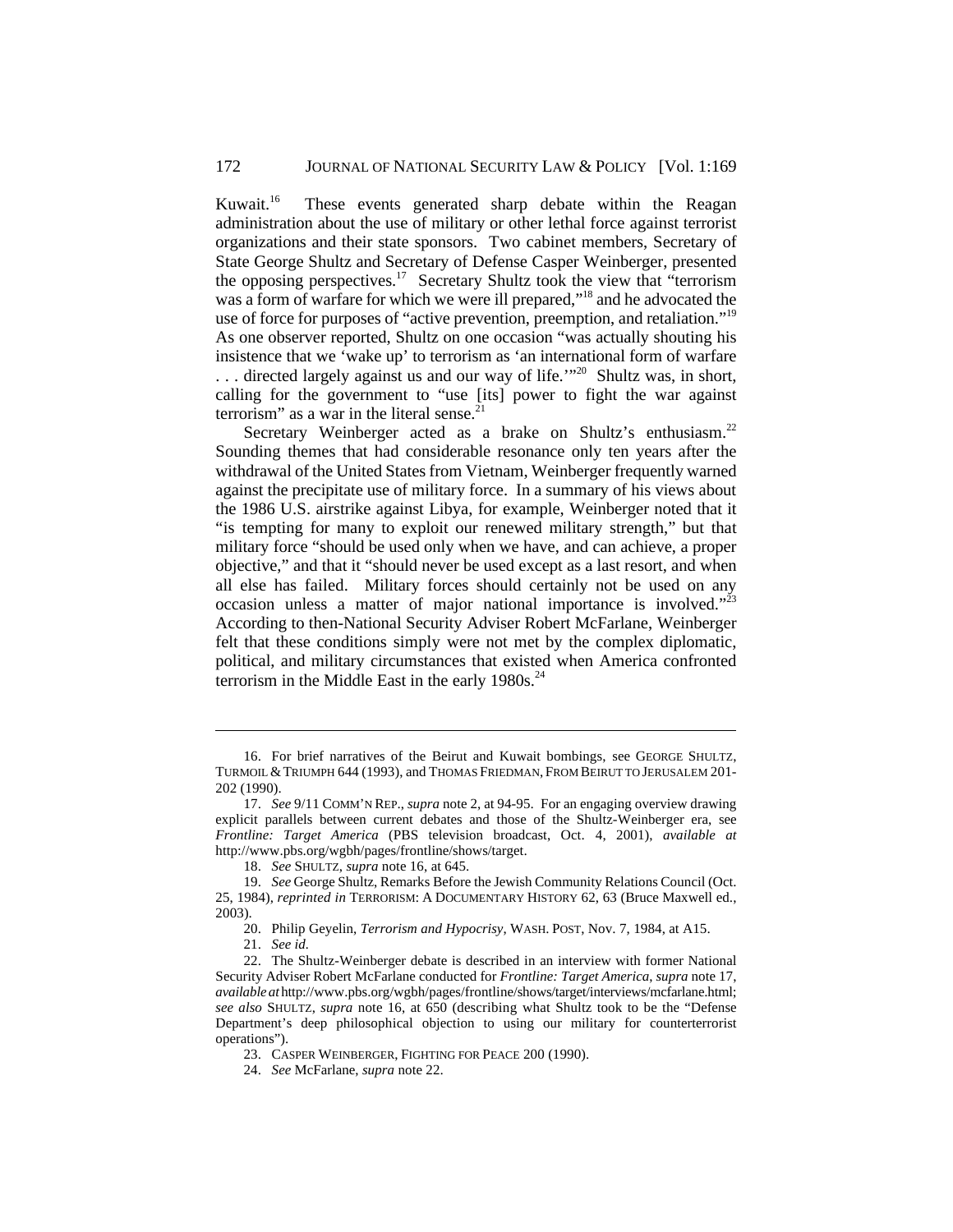Kuwait.[16] These events generated sharp debate within the Reagan administration about the use of military or other lethal force against terrorist organizations and their state sponsors. Two cabinet members, Secretary of State George Shultz and Secretary of Defense Casper Weinberger, presented the opposing perspectives.[17] Secretary Shultz took the view that "terrorism was a form of warfare for which we were ill prepared,"[18] and he advocated the use of force for purposes of "active prevention, preemption, and retaliation."[19] As one observer reported, Shultz on one occasion "was actually shouting his insistence that we 'wake up' to terrorism as 'an international form of warfare . . . directed largely against us and our way of life.'"[20] Shultz was, in short, calling for the government to "use [its] power to fight the war against terrorism" as a war in the literal sense.[21]

Secretary Weinberger acted as a brake on Shultz's enthusiasm.[22] Sounding themes that had considerable resonance only ten years after the withdrawal of the United States from Vietnam, Weinberger frequently warned against the precipitate use of military force. In a summary of his views about the 1986 U.S. airstrike against Libya, for example, Weinberger noted that it "is tempting for many to exploit our renewed military strength," but that military force "should be used only when we have, and can achieve, a proper objective," and that it "should never be used except as a last resort, and when all else has failed. Military forces should certainly not be used on any occasion unless a matter of major national importance is involved."[23] According to then-National Security Adviser Robert McFarlane, Weinberger felt that these conditions simply were not met by the complex diplomatic, political, and military circumstances that existed when America confronted terrorism in the Middle East in the early 1980s.[24]

---

16. For brief narratives of the Beirut and Kuwait bombings, see GEORGE SHULTZ, TURMOIL & TRIUMPH 644 (1993), and THOMAS FRIEDMAN, FROM BEIRUT TO JERUSALEM 201-202 (1990).

17. *See* 9/11 COMM'N REP., *supra* note 2, at 94-95. For an engaging overview drawing explicit parallels between current debates and those of the Shultz-Weinberger era, see *Frontline: Target America* (PBS television broadcast, Oct. 4, 2001), *available at* http://www.pbs.org/wgbh/pages/frontline/shows/target.

18. *See* SHULTZ, *supra* note 16, at 645.

19. *See* George Shultz, Remarks Before the Jewish Community Relations Council (Oct. 25, 1984), *reprinted in* TERRORISM: A DOCUMENTARY HISTORY 62, 63 (Bruce Maxwell ed., 2003).

20. Philip Geyelin, *Terrorism and Hypocrisy*, WASH. POST, Nov. 7, 1984, at A15.

21. *See id.*

22. The Shultz-Weinberger debate is described in an interview with former National Security Adviser Robert McFarlane conducted for *Frontline: Target America*, *supra* note 17, *available at* http://www.pbs.org/wgbh/pages/frontline/shows/target/interviews/mcfarlane.html; *see also* SHULTZ, *supra* note 16, at 650 (describing what Shultz took to be the "Defense Department's deep philosophical objection to using our military for counterterrorist operations").

23. CASPER WEINBERGER, FIGHTING FOR PEACE 200 (1990).

24. *See* McFarlane, *supra* note 22.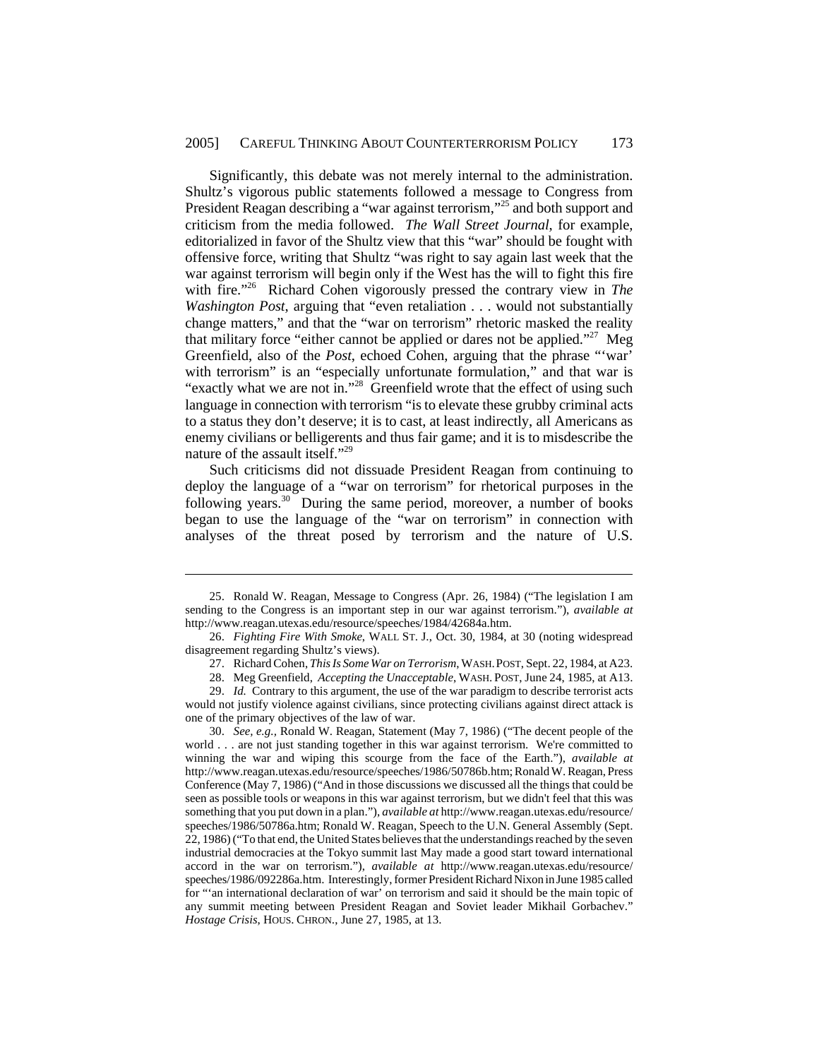Significantly, this debate was not merely internal to the administration. Shultz's vigorous public statements followed a message to Congress from President Reagan describing a "war against terrorism,"[25] and both support and criticism from the media followed. *The Wall Street Journal*, for example, editorialized in favor of the Shultz view that this "war" should be fought with offensive force, writing that Shultz "was right to say again last week that the war against terrorism will begin only if the West has the will to fight this fire with fire."[26] Richard Cohen vigorously pressed the contrary view in *The Washington Post*, arguing that "even retaliation . . . would not substantially change matters," and that the "war on terrorism" rhetoric masked the reality that military force "either cannot be applied or dares not be applied."[27] Meg Greenfield, also of the *Post*, echoed Cohen, arguing that the phrase "'war' with terrorism" is an "especially unfortunate formulation," and that war is "exactly what we are not in."[28] Greenfield wrote that the effect of using such language in connection with terrorism "is to elevate these grubby criminal acts to a status they don't deserve; it is to cast, at least indirectly, all Americans as enemy civilians or belligerents and thus fair game; and it is to misdescribe the nature of the assault itself."[29]

Such criticisms did not dissuade President Reagan from continuing to deploy the language of a "war on terrorism" for rhetorical purposes in the following years.[30] During the same period, moreover, a number of books began to use the language of the "war on terrorism" in connection with analyses of the threat posed by terrorism and the nature of U.S.

---

25. Ronald W. Reagan, Message to Congress (Apr. 26, 1984) ("The legislation I am sending to the Congress is an important step in our war against terrorism."), *available at* http://www.reagan.utexas.edu/resource/speeches/1984/42684a.htm.

26. *Fighting Fire With Smoke*, WALL ST. J., Oct. 30, 1984, at 30 (noting widespread disagreement regarding Shultz's views).

27. Richard Cohen, *This Is Some War on Terrorism*, WASH. POST, Sept. 22, 1984, at A23.

28. Meg Greenfield, *Accepting the Unacceptable*, WASH. POST, June 24, 1985, at A13.

29. *Id.* Contrary to this argument, the use of the war paradigm to describe terrorist acts would not justify violence against civilians, since protecting civilians against direct attack is one of the primary objectives of the law of war.

30. *See, e.g.*, Ronald W. Reagan, Statement (May 7, 1986) ("The decent people of the world . . . are not just standing together in this war against terrorism. We're committed to winning the war and wiping this scourge from the face of the Earth."), *available at* http://www.reagan.utexas.edu/resource/speeches/1986/50786b.htm; Ronald W. Reagan, Press Conference (May 7, 1986) ("And in those discussions we discussed all the things that could be seen as possible tools or weapons in this war against terrorism, but we didn't feel that this was something that you put down in a plan."), *available at* http://www.reagan.utexas.edu/resource/speeches/1986/50786a.htm; Ronald W. Reagan, Speech to the U.N. General Assembly (Sept. 22, 1986) ("To that end, the United States believes that the understandings reached by the seven industrial democracies at the Tokyo summit last May made a good start toward international accord in the war on terrorism."), *available at* http://www.reagan.utexas.edu/resource/speeches/1986/092286a.htm. Interestingly, former President Richard Nixon in June 1985 called for "'an international declaration of war' on terrorism and said it should be the main topic of any summit meeting between President Reagan and Soviet leader Mikhail Gorbachev." *Hostage Crisis*, HOUS. CHRON., June 27, 1985, at 13.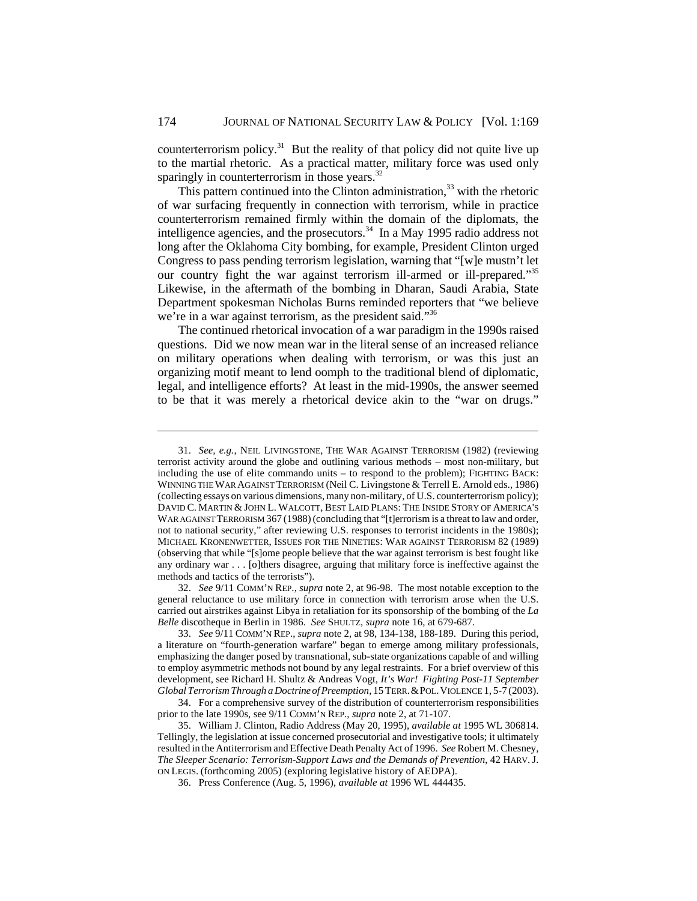counterterrorism policy.[31] But the reality of that policy did not quite live up to the martial rhetoric. As a practical matter, military force was used only sparingly in counterterrorism in those years.[32]

This pattern continued into the Clinton administration,[33] with the rhetoric of war surfacing frequently in connection with terrorism, while in practice counterterrorism remained firmly within the domain of the diplomats, the intelligence agencies, and the prosecutors.[34] In a May 1995 radio address not long after the Oklahoma City bombing, for example, President Clinton urged Congress to pass pending terrorism legislation, warning that "[w]e mustn't let our country fight the war against terrorism ill-armed or ill-prepared."[35] Likewise, in the aftermath of the bombing in Dharan, Saudi Arabia, State Department spokesman Nicholas Burns reminded reporters that "we believe we're in a war against terrorism, as the president said."[36]

The continued rhetorical invocation of a war paradigm in the 1990s raised questions. Did we now mean war in the literal sense of an increased reliance on military operations when dealing with terrorism, or was this just an organizing motif meant to lend oomph to the traditional blend of diplomatic, legal, and intelligence efforts? At least in the mid-1990s, the answer seemed to be that it was merely a rhetorical device akin to the "war on drugs."

---

31. *See, e.g.*, NEIL LIVINGSTONE, THE WAR AGAINST TERRORISM (1982) (reviewing terrorist activity around the globe and outlining various methods – most non-military, but including the use of elite commando units – to respond to the problem); FIGHTING BACK: WINNING THE WAR AGAINST TERRORISM (Neil C. Livingstone & Terrell E. Arnold eds., 1986) (collecting essays on various dimensions, many non-military, of U.S. counterterrorism policy); DAVID C. MARTIN & JOHN L. WALCOTT, BEST LAID PLANS: THE INSIDE STORY OF AMERICA'S WAR AGAINST TERRORISM 367 (1988) (concluding that "[t]errorism is a threat to law and order, not to national security," after reviewing U.S. responses to terrorist incidents in the 1980s); MICHAEL KRONENWETTER, ISSUES FOR THE NINETIES: WAR AGAINST TERRORISM 82 (1989) (observing that while "[s]ome people believe that the war against terrorism is best fought like any ordinary war . . . [o]thers disagree, arguing that military force is ineffective against the methods and tactics of the terrorists").

32. *See* 9/11 COMM'N REP., *supra* note 2, at 96-98. The most notable exception to the general reluctance to use military force in connection with terrorism arose when the U.S. carried out airstrikes against Libya in retaliation for its sponsorship of the bombing of the *La Belle* discotheque in Berlin in 1986. *See* SHULTZ, *supra* note 16, at 679-687.

33. *See* 9/11 COMM'N REP., *supra* note 2, at 98, 134-138, 188-189. During this period, a literature on "fourth-generation warfare" began to emerge among military professionals, emphasizing the danger posed by transnational, sub-state organizations capable of and willing to employ asymmetric methods not bound by any legal restraints. For a brief overview of this development, see Richard H. Shultz & Andreas Vogt, *It's War! Fighting Post-11 September Global Terrorism Through a Doctrine of Preemption*, 15 TERR. & POL. VIOLENCE 1, 5-7 (2003).

34. For a comprehensive survey of the distribution of counterterrorism responsibilities prior to the late 1990s, see 9/11 COMM'N REP., *supra* note 2, at 71-107.

35. William J. Clinton, Radio Address (May 20, 1995), *available at* 1995 WL 306814. Tellingly, the legislation at issue concerned prosecutorial and investigative tools; it ultimately resulted in the Antiterrorism and Effective Death Penalty Act of 1996. *See* Robert M. Chesney, *The Sleeper Scenario: Terrorism-Support Laws and the Demands of Prevention*, 42 HARV. J. ON LEGIS. (forthcoming 2005) (exploring legislative history of AEDPA).

36. Press Conference (Aug. 5, 1996), *available at* 1996 WL 444435.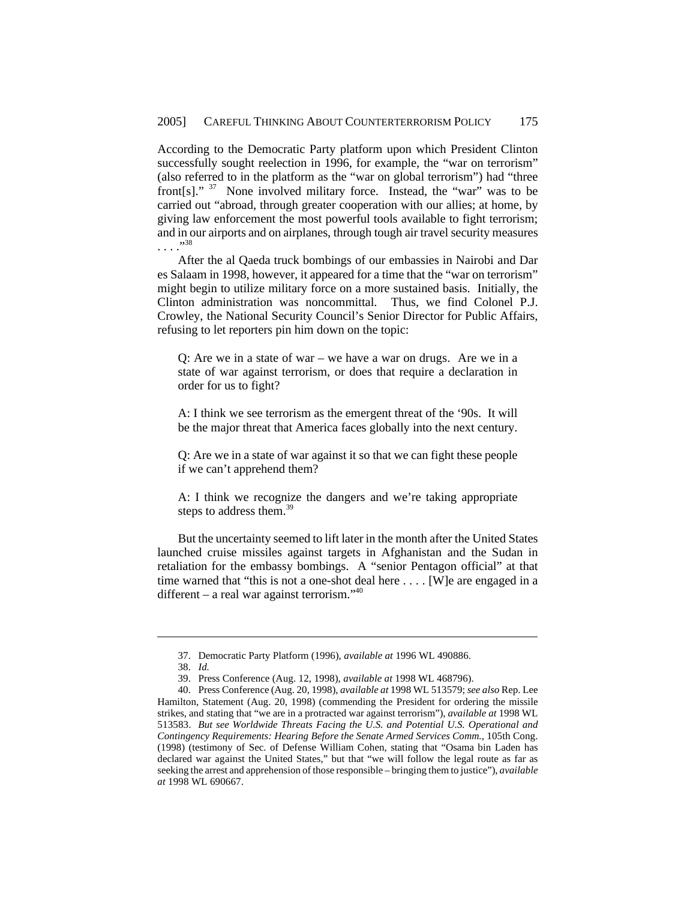According to the Democratic Party platform upon which President Clinton successfully sought reelection in 1996, for example, the "war on terrorism" (also referred to in the platform as the "war on global terrorism") had "three front[s]."[37] None involved military force. Instead, the "war" was to be carried out "abroad, through greater cooperation with our allies; at home, by giving law enforcement the most powerful tools available to fight terrorism; and in our airports and on airplanes, through tough air travel security measures . . . ."[38]

After the al Qaeda truck bombings of our embassies in Nairobi and Dar es Salaam in 1998, however, it appeared for a time that the "war on terrorism" might begin to utilize military force on a more sustained basis. Initially, the Clinton administration was noncommittal. Thus, we find Colonel P.J. Crowley, the National Security Council's Senior Director for Public Affairs, refusing to let reporters pin him down on the topic:

> Q: Are we in a state of war – we have a war on drugs. Are we in a state of war against terrorism, or does that require a declaration in order for us to fight?
>
> A: I think we see terrorism as the emergent threat of the '90s. It will be the major threat that America faces globally into the next century.
>
> Q: Are we in a state of war against it so that we can fight these people if we can't apprehend them?
>
> A: I think we recognize the dangers and we're taking appropriate steps to address them.[39]

But the uncertainty seemed to lift later in the month after the United States launched cruise missiles against targets in Afghanistan and the Sudan in retaliation for the embassy bombings. A "senior Pentagon official" at that time warned that "this is not a one-shot deal here . . . . [W]e are engaged in a different – a real war against terrorism."[40]

---

37. Democratic Party Platform (1996), *available at* 1996 WL 490886.

38. *Id.*

39. Press Conference (Aug. 12, 1998), *available at* 1998 WL 468796).

40. Press Conference (Aug. 20, 1998), *available at* 1998 WL 513579; *see also* Rep. Lee Hamilton, Statement (Aug. 20, 1998) (commending the President for ordering the missile strikes, and stating that "we are in a protracted war against terrorism"), *available at* 1998 WL 513583. *But see Worldwide Threats Facing the U.S. and Potential U.S. Operational and Contingency Requirements: Hearing Before the Senate Armed Services Comm.*, 105th Cong. (1998) (testimony of Sec. of Defense William Cohen, stating that "Osama bin Laden has declared war against the United States," but that "we will follow the legal route as far as seeking the arrest and apprehension of those responsible – bringing them to justice"), *available at* 1998 WL 690667.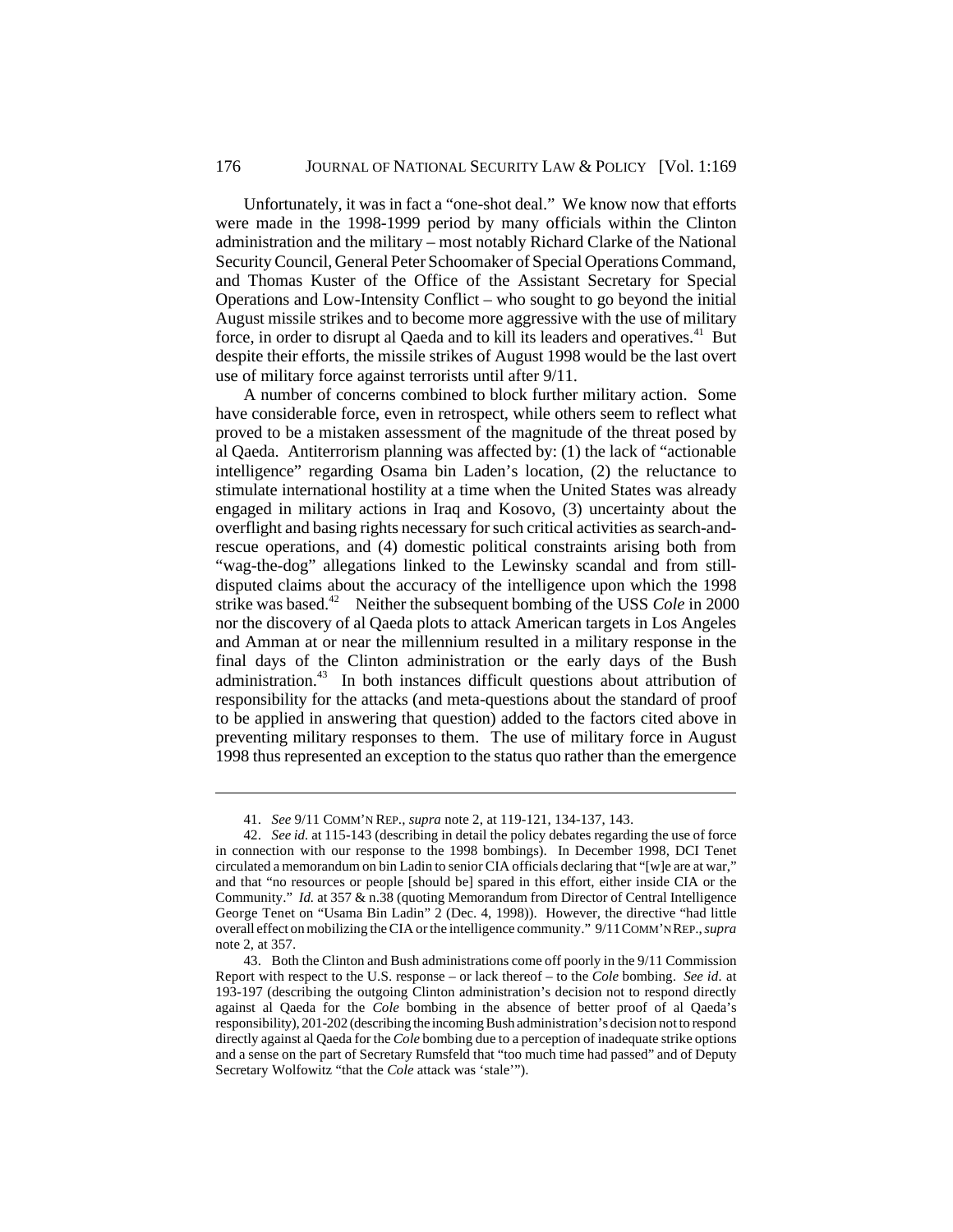Unfortunately, it was in fact a "one-shot deal." We know now that efforts were made in the 1998-1999 period by many officials within the Clinton administration and the military – most notably Richard Clarke of the National Security Council, General Peter Schoomaker of Special Operations Command, and Thomas Kuster of the Office of the Assistant Secretary for Special Operations and Low-Intensity Conflict – who sought to go beyond the initial August missile strikes and to become more aggressive with the use of military force, in order to disrupt al Qaeda and to kill its leaders and operatives.[41] But despite their efforts, the missile strikes of August 1998 would be the last overt use of military force against terrorists until after 9/11.

A number of concerns combined to block further military action. Some have considerable force, even in retrospect, while others seem to reflect what proved to be a mistaken assessment of the magnitude of the threat posed by al Qaeda. Antiterrorism planning was affected by: (1) the lack of "actionable intelligence" regarding Osama bin Laden's location, (2) the reluctance to stimulate international hostility at a time when the United States was already engaged in military actions in Iraq and Kosovo, (3) uncertainty about the overflight and basing rights necessary for such critical activities as search-and-rescue operations, and (4) domestic political constraints arising both from "wag-the-dog" allegations linked to the Lewinsky scandal and from still-disputed claims about the accuracy of the intelligence upon which the 1998 strike was based.[42] Neither the subsequent bombing of the USS *Cole* in 2000 nor the discovery of al Qaeda plots to attack American targets in Los Angeles and Amman at or near the millennium resulted in a military response in the final days of the Clinton administration or the early days of the Bush administration.[43] In both instances difficult questions about attribution of responsibility for the attacks (and meta-questions about the standard of proof to be applied in answering that question) added to the factors cited above in preventing military responses to them. The use of military force in August 1998 thus represented an exception to the status quo rather than the emergence

---

41. *See* 9/11 COMM'N REP., *supra* note 2, at 119-121, 134-137, 143.

42. *See id*. at 115-143 (describing in detail the policy debates regarding the use of force in connection with our response to the 1998 bombings). In December 1998, DCI Tenet circulated a memorandum on bin Ladin to senior CIA officials declaring that "[w]e are at war," and that "no resources or people [should be] spared in this effort, either inside CIA or the Community." *Id.* at 357 & n.38 (quoting Memorandum from Director of Central Intelligence George Tenet on "Usama Bin Ladin" 2 (Dec. 4, 1998)). However, the directive "had little overall effect on mobilizing the CIA or the intelligence community." 9/11 COMM'N REP., *supra* note 2, at 357.

43. Both the Clinton and Bush administrations come off poorly in the 9/11 Commission Report with respect to the U.S. response – or lack thereof – to the *Cole* bombing. *See id*. at 193-197 (describing the outgoing Clinton administration's decision not to respond directly against al Qaeda for the *Cole* bombing in the absence of better proof of al Qaeda's responsibility), 201-202 (describing the incoming Bush administration's decision not to respond directly against al Qaeda for the *Cole* bombing due to a perception of inadequate strike options and a sense on the part of Secretary Rumsfeld that "too much time had passed" and of Deputy Secretary Wolfowitz "that the *Cole* attack was 'stale'").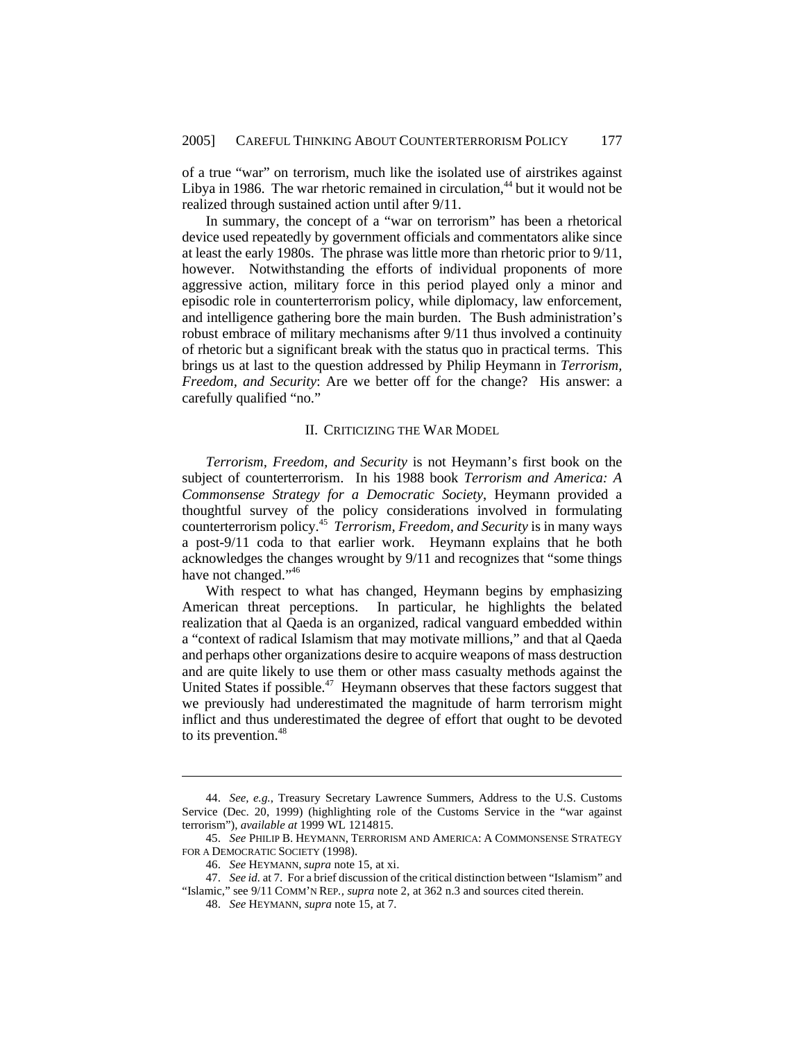of a true "war" on terrorism, much like the isolated use of airstrikes against Libya in 1986. The war rhetoric remained in circulation,[44] but it would not be realized through sustained action until after 9/11.

In summary, the concept of a "war on terrorism" has been a rhetorical device used repeatedly by government officials and commentators alike since at least the early 1980s. The phrase was little more than rhetoric prior to 9/11, however. Notwithstanding the efforts of individual proponents of more aggressive action, military force in this period played only a minor and episodic role in counterterrorism policy, while diplomacy, law enforcement, and intelligence gathering bore the main burden. The Bush administration's robust embrace of military mechanisms after 9/11 thus involved a continuity of rhetoric but a significant break with the status quo in practical terms. This brings us at last to the question addressed by Philip Heymann in *Terrorism, Freedom, and Security*: Are we better off for the change? His answer: a carefully qualified "no."

## II. CRITICIZING THE WAR MODEL

*Terrorism, Freedom, and Security* is not Heymann's first book on the subject of counterterrorism. In his 1988 book *Terrorism and America: A Commonsense Strategy for a Democratic Society*, Heymann provided a thoughtful survey of the policy considerations involved in formulating counterterrorism policy.[45] *Terrorism, Freedom, and Security* is in many ways a post-9/11 coda to that earlier work. Heymann explains that he both acknowledges the changes wrought by 9/11 and recognizes that "some things have not changed."[46]

With respect to what has changed, Heymann begins by emphasizing American threat perceptions. In particular, he highlights the belated realization that al Qaeda is an organized, radical vanguard embedded within a "context of radical Islamism that may motivate millions," and that al Qaeda and perhaps other organizations desire to acquire weapons of mass destruction and are quite likely to use them or other mass casualty methods against the United States if possible.[47] Heymann observes that these factors suggest that we previously had underestimated the magnitude of harm terrorism might inflict and thus underestimated the degree of effort that ought to be devoted to its prevention.[48]

---

44. *See, e.g.*, Treasury Secretary Lawrence Summers, Address to the U.S. Customs Service (Dec. 20, 1999) (highlighting role of the Customs Service in the "war against terrorism"), *available at* 1999 WL 1214815.

45. *See* PHILIP B. HEYMANN, TERRORISM AND AMERICA: A COMMONSENSE STRATEGY FOR A DEMOCRATIC SOCIETY (1998).

46. *See* HEYMANN, *supra* note 15, at xi.

47. *See id.* at 7. For a brief discussion of the critical distinction between "Islamism" and "Islamic," see 9/11 COMM'N REP., *supra* note 2, at 362 n.3 and sources cited therein.

48. *See* HEYMANN, *supra* note 15, at 7.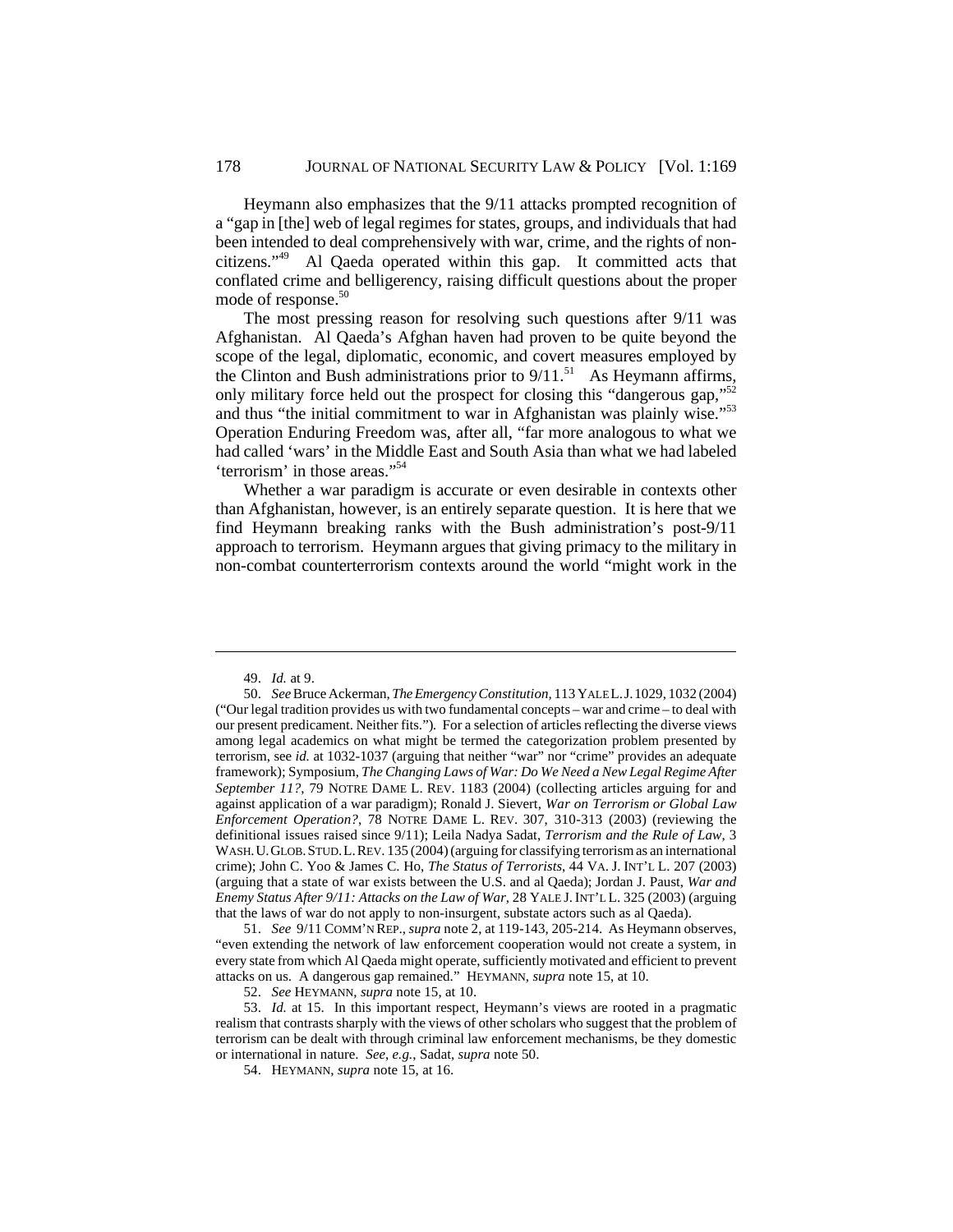Heymann also emphasizes that the 9/11 attacks prompted recognition of a "gap in [the] web of legal regimes for states, groups, and individuals that had been intended to deal comprehensively with war, crime, and the rights of non-citizens."[49] Al Qaeda operated within this gap. It committed acts that conflated crime and belligerency, raising difficult questions about the proper mode of response.[50]

The most pressing reason for resolving such questions after 9/11 was Afghanistan. Al Qaeda's Afghan haven had proven to be quite beyond the scope of the legal, diplomatic, economic, and covert measures employed by the Clinton and Bush administrations prior to 9/11.[51] As Heymann affirms, only military force held out the prospect for closing this "dangerous gap,"[52] and thus "the initial commitment to war in Afghanistan was plainly wise."[53] Operation Enduring Freedom was, after all, "far more analogous to what we had called 'wars' in the Middle East and South Asia than what we had labeled 'terrorism' in those areas."[54]

Whether a war paradigm is accurate or even desirable in contexts other than Afghanistan, however, is an entirely separate question. It is here that we find Heymann breaking ranks with the Bush administration's post-9/11 approach to terrorism. Heymann argues that giving primacy to the military in non-combat counterterrorism contexts around the world "might work in the

---

49. *Id.* at 9.

50. *See* Bruce Ackerman, *The Emergency Constitution*, 113 YALE L. J. 1029, 1032 (2004) ("Our legal tradition provides us with two fundamental concepts – war and crime – to deal with our present predicament. Neither fits."). For a selection of articles reflecting the diverse views among legal academics on what might be termed the categorization problem presented by terrorism, see *id.* at 1032-1037 (arguing that neither "war" nor "crime" provides an adequate framework); Symposium, *The Changing Laws of War: Do We Need a New Legal Regime After September 11?*, 79 NOTRE DAME L. REV. 1183 (2004) (collecting articles arguing for and against application of a war paradigm); Ronald J. Sievert, *War on Terrorism or Global Law Enforcement Operation?*, 78 NOTRE DAME L. REV. 307, 310-313 (2003) (reviewing the definitional issues raised since 9/11); Leila Nadya Sadat, *Terrorism and the Rule of Law*, 3 WASH. U. GLOB. STUD. L. REV. 135 (2004) (arguing for classifying terrorism as an international crime); John C. Yoo & James C. Ho, *The Status of Terrorists*, 44 VA. J. INT'L L. 207 (2003) (arguing that a state of war exists between the U.S. and al Qaeda); Jordan J. Paust, *War and Enemy Status After 9/11: Attacks on the Law of War*, 28 YALE J. INT'L L. 325 (2003) (arguing that the laws of war do not apply to non-insurgent, substate actors such as al Qaeda).

51. *See* 9/11 COMM'N REP., *supra* note 2, at 119-143, 205-214. As Heymann observes, "even extending the network of law enforcement cooperation would not create a system, in every state from which Al Qaeda might operate, sufficiently motivated and efficient to prevent attacks on us. A dangerous gap remained." HEYMANN, *supra* note 15, at 10.

52. *See* HEYMANN, *supra* note 15, at 10.

53. *Id.* at 15. In this important respect, Heymann's views are rooted in a pragmatic realism that contrasts sharply with the views of other scholars who suggest that the problem of terrorism can be dealt with through criminal law enforcement mechanisms, be they domestic or international in nature. *See, e.g.*, Sadat, *supra* note 50.

54. HEYMANN, *supra* note 15, at 16.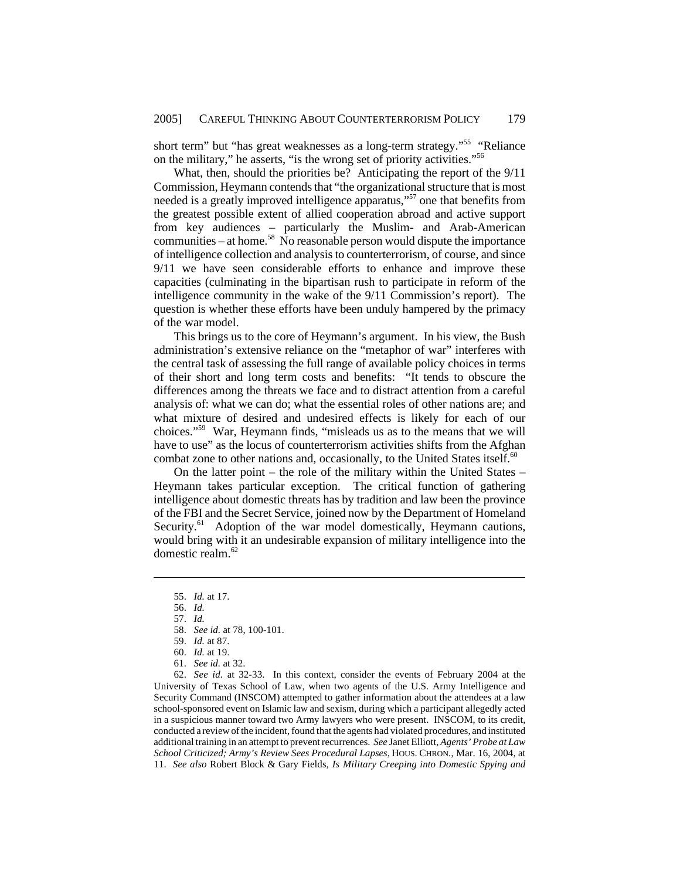short term" but "has great weaknesses as a long-term strategy."[55] "Reliance on the military," he asserts, "is the wrong set of priority activities."[56]

What, then, should the priorities be? Anticipating the report of the 9/11 Commission, Heymann contends that "the organizational structure that is most needed is a greatly improved intelligence apparatus,"[57] one that benefits from the greatest possible extent of allied cooperation abroad and active support from key audiences – particularly the Muslim- and Arab-American communities – at home.[58] No reasonable person would dispute the importance of intelligence collection and analysis to counterterrorism, of course, and since 9/11 we have seen considerable efforts to enhance and improve these capacities (culminating in the bipartisan rush to participate in reform of the intelligence community in the wake of the 9/11 Commission's report). The question is whether these efforts have been unduly hampered by the primacy of the war model.

This brings us to the core of Heymann's argument. In his view, the Bush administration's extensive reliance on the "metaphor of war" interferes with the central task of assessing the full range of available policy choices in terms of their short and long term costs and benefits: "It tends to obscure the differences among the threats we face and to distract attention from a careful analysis of: what we can do; what the essential roles of other nations are; and what mixture of desired and undesired effects is likely for each of our choices."[59] War, Heymann finds, "misleads us as to the means that we will have to use" as the locus of counterterrorism activities shifts from the Afghan combat zone to other nations and, occasionally, to the United States itself.[60]

On the latter point – the role of the military within the United States – Heymann takes particular exception. The critical function of gathering intelligence about domestic threats has by tradition and law been the province of the FBI and the Secret Service, joined now by the Department of Homeland Security.[61] Adoption of the war model domestically, Heymann cautions, would bring with it an undesirable expansion of military intelligence into the domestic realm.[62]

---

55. *Id.* at 17.
56. *Id.*
57. *Id.*
58. *See id.* at 78, 100-101.
59. *Id.* at 87.
60. *Id.* at 19.
61. *See id.* at 32.
62. *See id.* at 32-33. In this context, consider the events of February 2004 at the University of Texas School of Law, when two agents of the U.S. Army Intelligence and Security Command (INSCOM) attempted to gather information about the attendees at a law school-sponsored event on Islamic law and sexism, during which a participant allegedly acted in a suspicious manner toward two Army lawyers who were present. INSCOM, to its credit, conducted a review of the incident, found that the agents had violated procedures, and instituted additional training in an attempt to prevent recurrences. *See* Janet Elliott, *Agents' Probe at Law School Criticized; Army's Review Sees Procedural Lapses*, HOUS. CHRON., Mar. 16, 2004, at 11. *See also* Robert Block & Gary Fields, *Is Military Creeping into Domestic Spying and*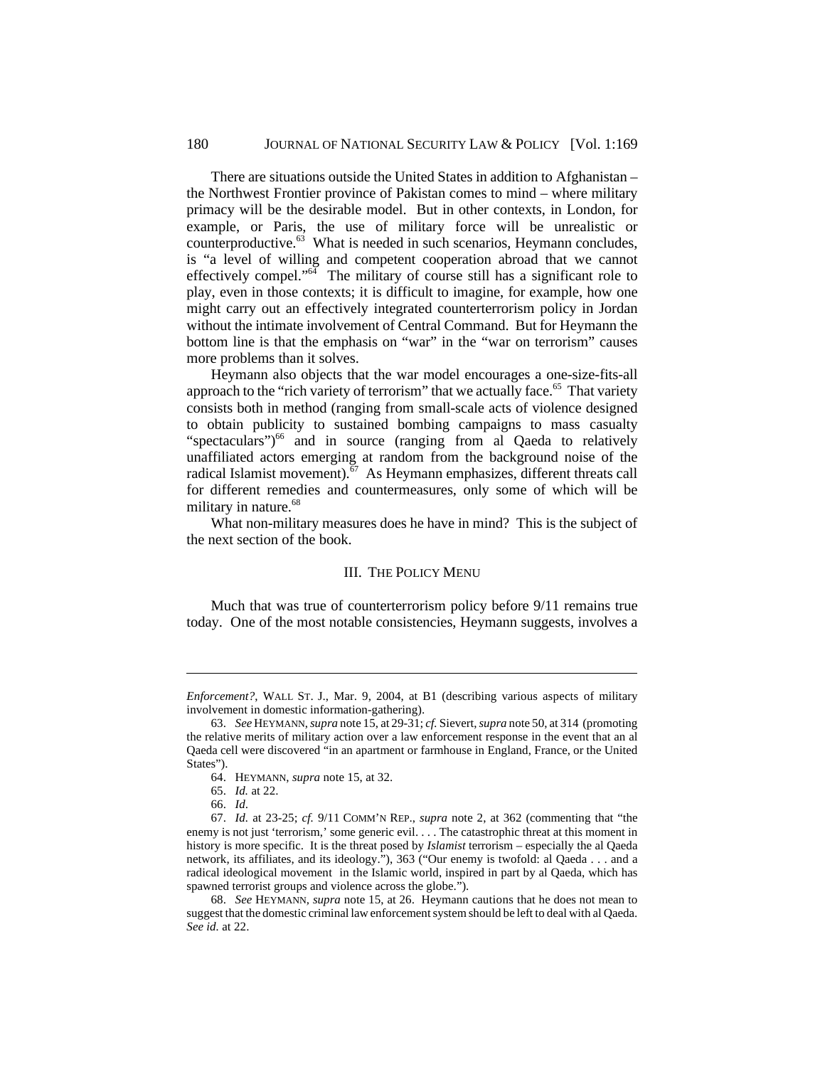There are situations outside the United States in addition to Afghanistan – the Northwest Frontier province of Pakistan comes to mind – where military primacy will be the desirable model. But in other contexts, in London, for example, or Paris, the use of military force will be unrealistic or counterproductive.[63] What is needed in such scenarios, Heymann concludes, is "a level of willing and competent cooperation abroad that we cannot effectively compel."[64] The military of course still has a significant role to play, even in those contexts; it is difficult to imagine, for example, how one might carry out an effectively integrated counterterrorism policy in Jordan without the intimate involvement of Central Command. But for Heymann the bottom line is that the emphasis on "war" in the "war on terrorism" causes more problems than it solves.

Heymann also objects that the war model encourages a one-size-fits-all approach to the "rich variety of terrorism" that we actually face.[65] That variety consists both in method (ranging from small-scale acts of violence designed to obtain publicity to sustained bombing campaigns to mass casualty "spectaculars")[66] and in source (ranging from al Qaeda to relatively unaffiliated actors emerging at random from the background noise of the radical Islamist movement).[67] As Heymann emphasizes, different threats call for different remedies and countermeasures, only some of which will be military in nature.[68]

What non-military measures does he have in mind? This is the subject of the next section of the book.

## III. The Policy Menu

Much that was true of counterterrorism policy before 9/11 remains true today. One of the most notable consistencies, Heymann suggests, involves a

---

*Enforcement?*, WALL ST. J., Mar. 9, 2004, at B1 (describing various aspects of military involvement in domestic information-gathering).

63. *See* HEYMANN, *supra* note 15, at 29-31; *cf.* Sievert, *supra* note 50, at 314 (promoting the relative merits of military action over a law enforcement response in the event that an al Qaeda cell were discovered "in an apartment or farmhouse in England, France, or the United States").

64. HEYMANN, *supra* note 15, at 32.

65. *Id.* at 22.

66. *Id*.

67. *Id.* at 23-25; *cf.* 9/11 COMM'N REP., *supra* note 2, at 362 (commenting that "the enemy is not just 'terrorism,' some generic evil. . . . The catastrophic threat at this moment in history is more specific. It is the threat posed by *Islamist* terrorism – especially the al Qaeda network, its affiliates, and its ideology."), 363 ("Our enemy is twofold: al Qaeda . . . and a radical ideological movement in the Islamic world, inspired in part by al Qaeda, which has spawned terrorist groups and violence across the globe.").

68. *See* HEYMANN, *supra* note 15, at 26. Heymann cautions that he does not mean to suggest that the domestic criminal law enforcement system should be left to deal with al Qaeda. *See id.* at 22.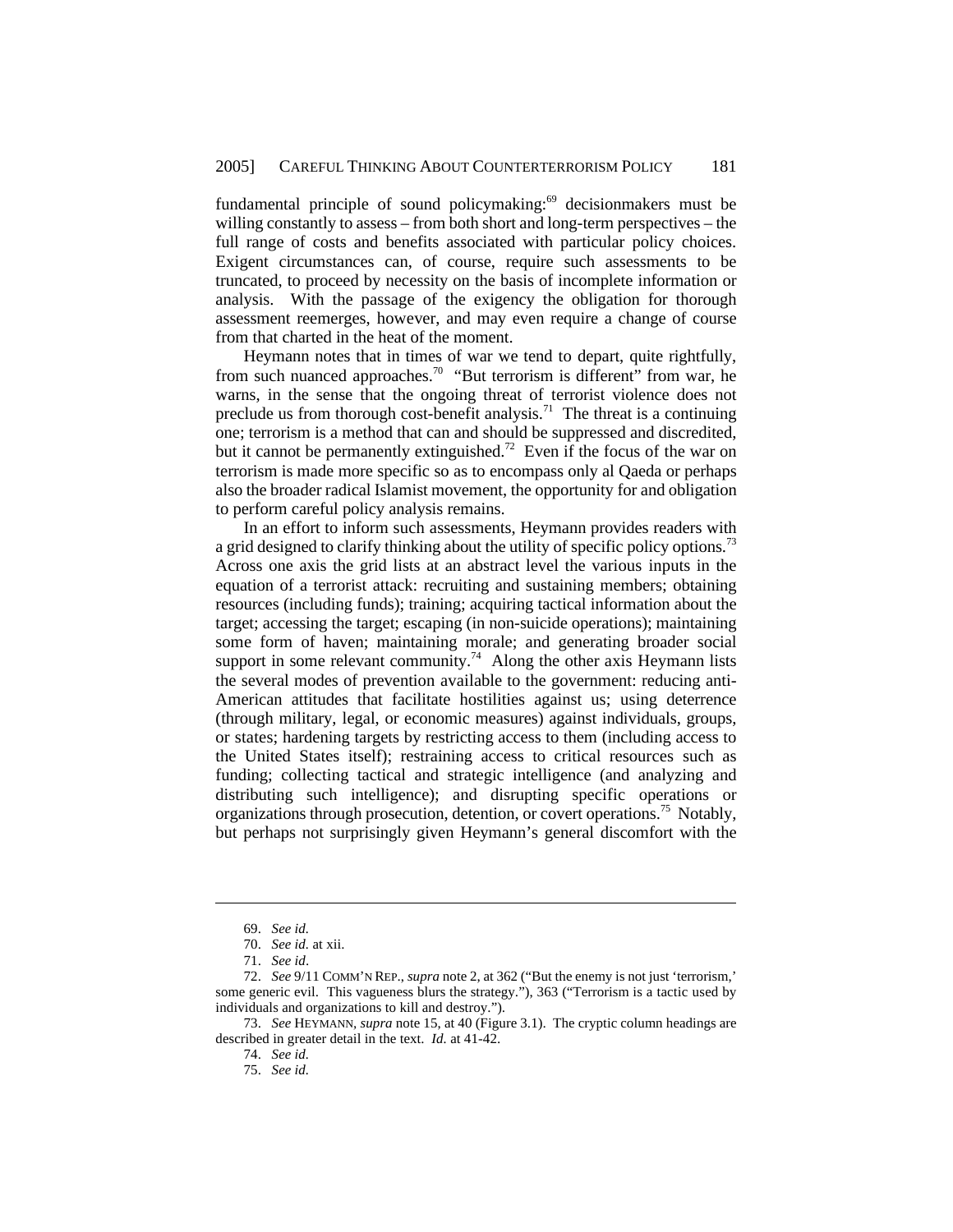fundamental principle of sound policymaking:[69] decisionmakers must be willing constantly to assess – from both short and long-term perspectives – the full range of costs and benefits associated with particular policy choices. Exigent circumstances can, of course, require such assessments to be truncated, to proceed by necessity on the basis of incomplete information or analysis. With the passage of the exigency the obligation for thorough assessment reemerges, however, and may even require a change of course from that charted in the heat of the moment.

Heymann notes that in times of war we tend to depart, quite rightfully, from such nuanced approaches.[70] "But terrorism is different" from war, he warns, in the sense that the ongoing threat of terrorist violence does not preclude us from thorough cost-benefit analysis.[71] The threat is a continuing one; terrorism is a method that can and should be suppressed and discredited, but it cannot be permanently extinguished.[72] Even if the focus of the war on terrorism is made more specific so as to encompass only al Qaeda or perhaps also the broader radical Islamist movement, the opportunity for and obligation to perform careful policy analysis remains.

In an effort to inform such assessments, Heymann provides readers with a grid designed to clarify thinking about the utility of specific policy options.[73] Across one axis the grid lists at an abstract level the various inputs in the equation of a terrorist attack: recruiting and sustaining members; obtaining resources (including funds); training; acquiring tactical information about the target; accessing the target; escaping (in non-suicide operations); maintaining some form of haven; maintaining morale; and generating broader social support in some relevant community.[74] Along the other axis Heymann lists the several modes of prevention available to the government: reducing anti-American attitudes that facilitate hostilities against us; using deterrence (through military, legal, or economic measures) against individuals, groups, or states; hardening targets by restricting access to them (including access to the United States itself); restraining access to critical resources such as funding; collecting tactical and strategic intelligence (and analyzing and distributing such intelligence); and disrupting specific operations or organizations through prosecution, detention, or covert operations.[75] Notably, but perhaps not surprisingly given Heymann's general discomfort with the

---

69. *See id.*

70. *See id.* at xii.

71. *See id*.

72. *See* 9/11 COMM'N REP., *supra* note 2, at 362 ("But the enemy is not just 'terrorism,' some generic evil. This vagueness blurs the strategy."), 363 ("Terrorism is a tactic used by individuals and organizations to kill and destroy.").

73. *See* HEYMANN, *supra* note 15, at 40 (Figure 3.1). The cryptic column headings are described in greater detail in the text. *Id.* at 41-42.

74. *See id.*

75. *See id.*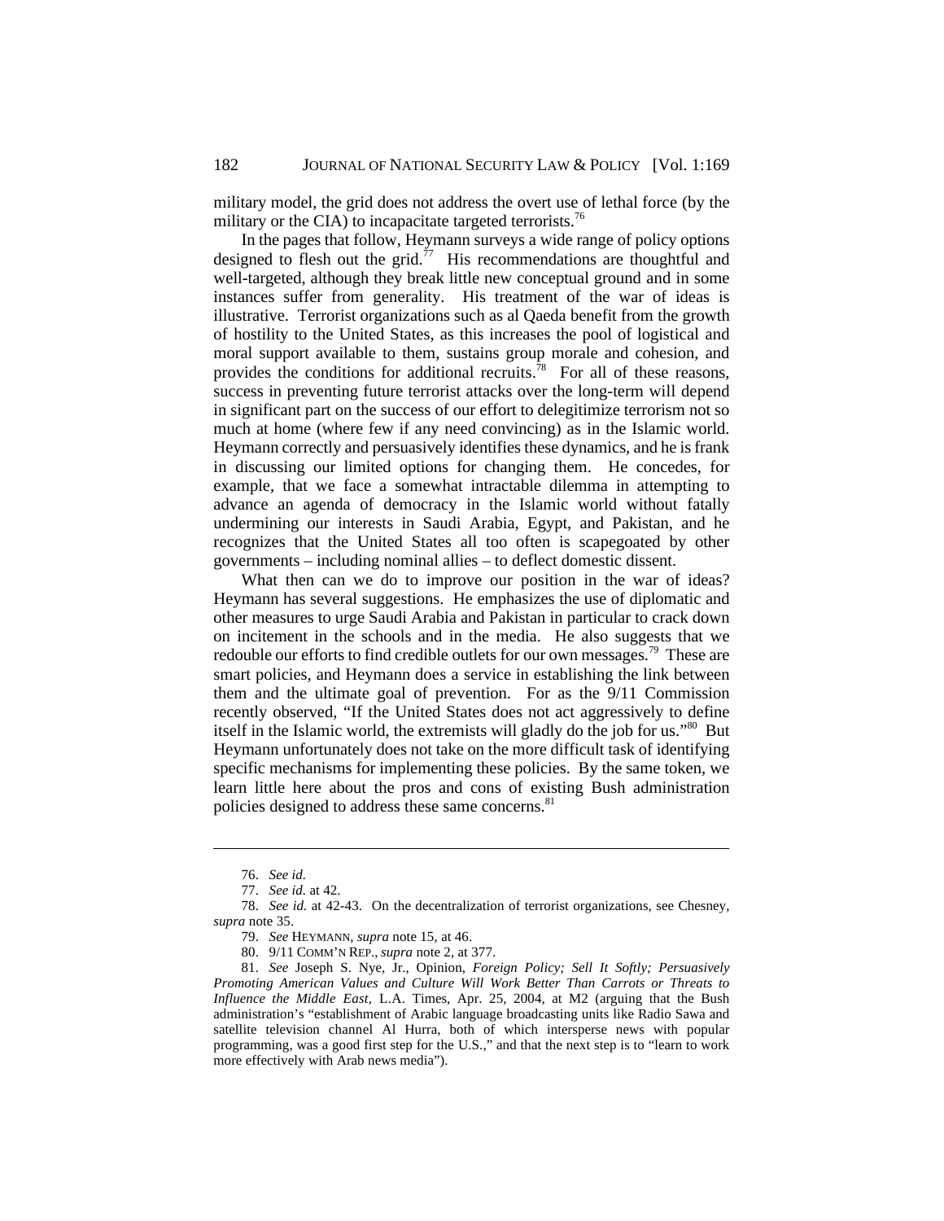military model, the grid does not address the overt use of lethal force (by the military or the CIA) to incapacitate targeted terrorists.[76]

In the pages that follow, Heymann surveys a wide range of policy options designed to flesh out the grid.[77] His recommendations are thoughtful and well-targeted, although they break little new conceptual ground and in some instances suffer from generality. His treatment of the war of ideas is illustrative. Terrorist organizations such as al Qaeda benefit from the growth of hostility to the United States, as this increases the pool of logistical and moral support available to them, sustains group morale and cohesion, and provides the conditions for additional recruits.[78] For all of these reasons, success in preventing future terrorist attacks over the long-term will depend in significant part on the success of our effort to delegitimize terrorism not so much at home (where few if any need convincing) as in the Islamic world. Heymann correctly and persuasively identifies these dynamics, and he is frank in discussing our limited options for changing them. He concedes, for example, that we face a somewhat intractable dilemma in attempting to advance an agenda of democracy in the Islamic world without fatally undermining our interests in Saudi Arabia, Egypt, and Pakistan, and he recognizes that the United States all too often is scapegoated by other governments – including nominal allies – to deflect domestic dissent.

What then can we do to improve our position in the war of ideas? Heymann has several suggestions. He emphasizes the use of diplomatic and other measures to urge Saudi Arabia and Pakistan in particular to crack down on incitement in the schools and in the media. He also suggests that we redouble our efforts to find credible outlets for our own messages.[79] These are smart policies, and Heymann does a service in establishing the link between them and the ultimate goal of prevention. For as the 9/11 Commission recently observed, "If the United States does not act aggressively to define itself in the Islamic world, the extremists will gladly do the job for us."[80] But Heymann unfortunately does not take on the more difficult task of identifying specific mechanisms for implementing these policies. By the same token, we learn little here about the pros and cons of existing Bush administration policies designed to address these same concerns.[81]

---

76. *See id.*

77. *See id.* at 42.

78. *See id.* at 42-43. On the decentralization of terrorist organizations, see Chesney, *supra* note 35.

79. *See* HEYMANN, *supra* note 15, at 46.

80. 9/11 COMM'N REP., *supra* note 2, at 377.

81. *See* Joseph S. Nye, Jr., Opinion, *Foreign Policy; Sell It Softly; Persuasively Promoting American Values and Culture Will Work Better Than Carrots or Threats to Influence the Middle East*, L.A. Times, Apr. 25, 2004, at M2 (arguing that the Bush administration's "establishment of Arabic language broadcasting units like Radio Sawa and satellite television channel Al Hurra, both of which intersperse news with popular programming, was a good first step for the U.S.," and that the next step is to "learn to work more effectively with Arab news media").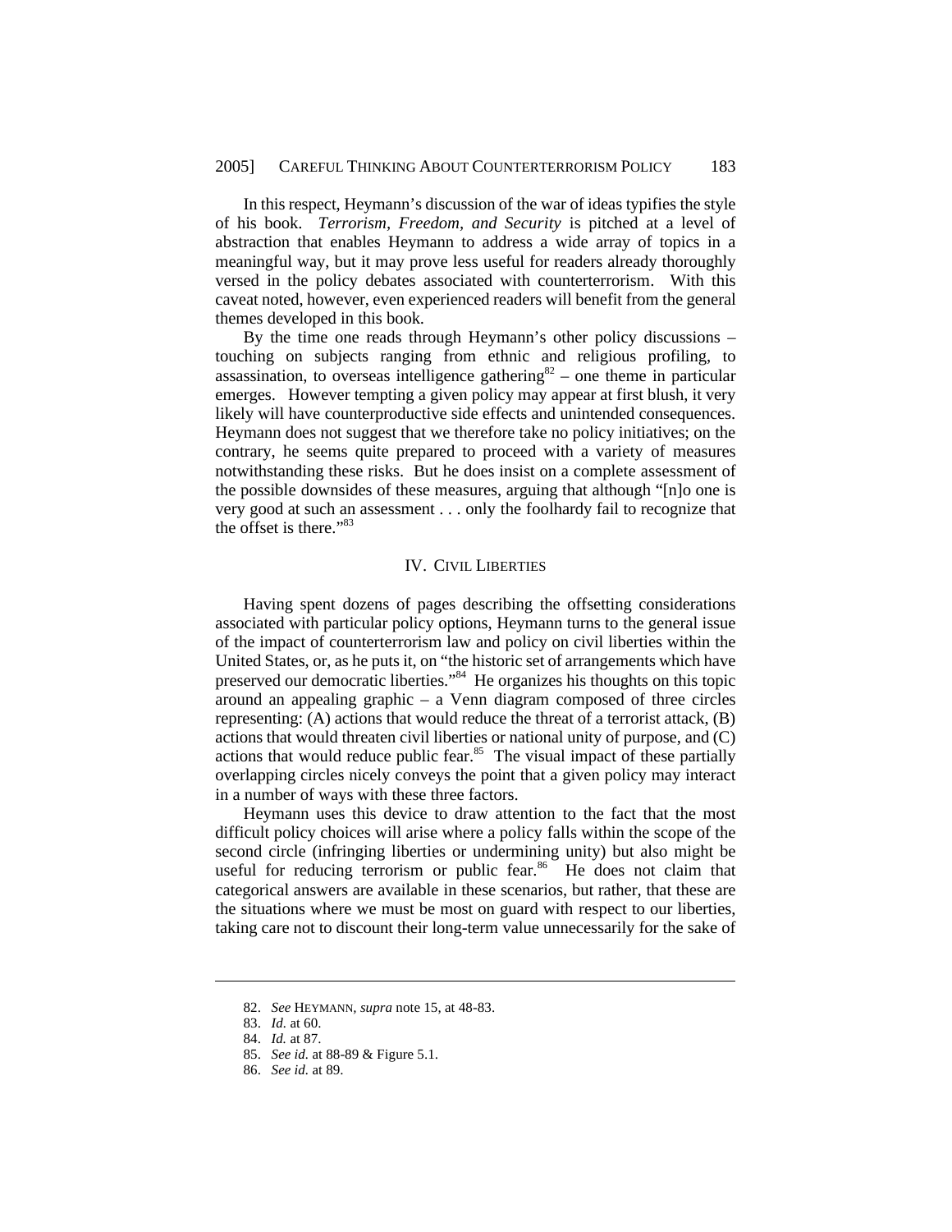In this respect, Heymann's discussion of the war of ideas typifies the style of his book. *Terrorism, Freedom, and Security* is pitched at a level of abstraction that enables Heymann to address a wide array of topics in a meaningful way, but it may prove less useful for readers already thoroughly versed in the policy debates associated with counterterrorism. With this caveat noted, however, even experienced readers will benefit from the general themes developed in this book.

By the time one reads through Heymann's other policy discussions – touching on subjects ranging from ethnic and religious profiling, to assassination, to overseas intelligence gathering[82] – one theme in particular emerges. However tempting a given policy may appear at first blush, it very likely will have counterproductive side effects and unintended consequences. Heymann does not suggest that we therefore take no policy initiatives; on the contrary, he seems quite prepared to proceed with a variety of measures notwithstanding these risks. But he does insist on a complete assessment of the possible downsides of these measures, arguing that although "[n]o one is very good at such an assessment . . . only the foolhardy fail to recognize that the offset is there."[83]

## IV. Civil Liberties

Having spent dozens of pages describing the offsetting considerations associated with particular policy options, Heymann turns to the general issue of the impact of counterterrorism law and policy on civil liberties within the United States, or, as he puts it, on "the historic set of arrangements which have preserved our democratic liberties."[84] He organizes his thoughts on this topic around an appealing graphic – a Venn diagram composed of three circles representing: (A) actions that would reduce the threat of a terrorist attack, (B) actions that would threaten civil liberties or national unity of purpose, and (C) actions that would reduce public fear.[85] The visual impact of these partially overlapping circles nicely conveys the point that a given policy may interact in a number of ways with these three factors.

Heymann uses this device to draw attention to the fact that the most difficult policy choices will arise where a policy falls within the scope of the second circle (infringing liberties or undermining unity) but also might be useful for reducing terrorism or public fear.[86] He does not claim that categorical answers are available in these scenarios, but rather, that these are the situations where we must be most on guard with respect to our liberties, taking care not to discount their long-term value unnecessarily for the sake of

82. *See* Heymann, *supra* note 15, at 48-83.

83. *Id.* at 60.

84. *Id.* at 87.

85. *See id.* at 88-89 & Figure 5.1.

86. *See id.* at 89.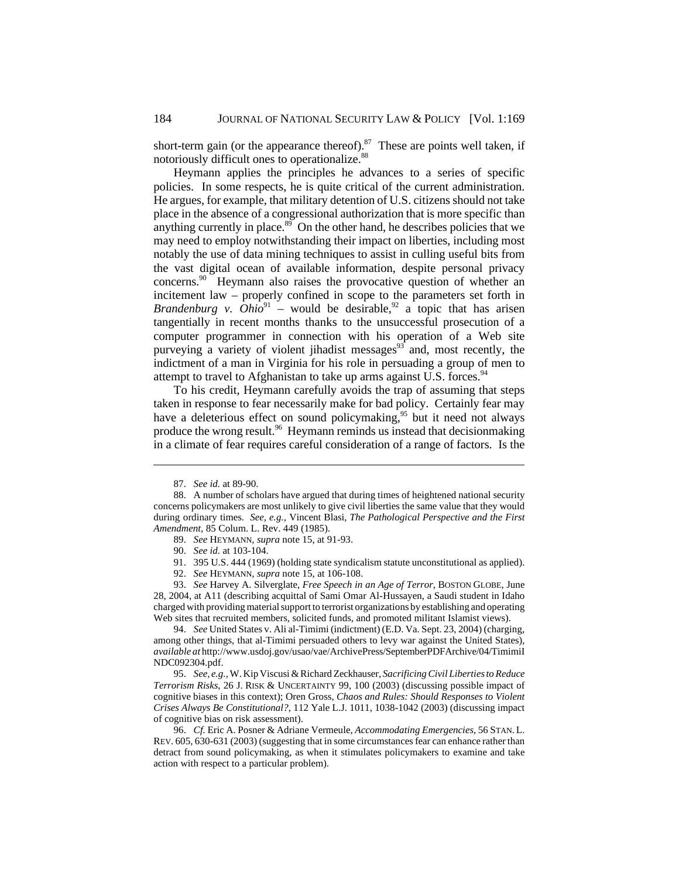short-term gain (or the appearance thereof).[87] These are points well taken, if notoriously difficult ones to operationalize.[88]

Heymann applies the principles he advances to a series of specific policies. In some respects, he is quite critical of the current administration. He argues, for example, that military detention of U.S. citizens should not take place in the absence of a congressional authorization that is more specific than anything currently in place.[89] On the other hand, he describes policies that we may need to employ notwithstanding their impact on liberties, including most notably the use of data mining techniques to assist in culling useful bits from the vast digital ocean of available information, despite personal privacy concerns.[90] Heymann also raises the provocative question of whether an incitement law – properly confined in scope to the parameters set forth in *Brandenburg v. Ohio*[91] – would be desirable,[92] a topic that has arisen tangentially in recent months thanks to the unsuccessful prosecution of a computer programmer in connection with his operation of a Web site purveying a variety of violent jihadist messages[93] and, most recently, the indictment of a man in Virginia for his role in persuading a group of men to attempt to travel to Afghanistan to take up arms against U.S. forces.[94]

To his credit, Heymann carefully avoids the trap of assuming that steps taken in response to fear necessarily make for bad policy. Certainly fear may have a deleterious effect on sound policymaking,[95] but it need not always produce the wrong result.[96] Heymann reminds us instead that decisionmaking in a climate of fear requires careful consideration of a range of factors. Is the

---

87. *See id.* at 89-90.

88. A number of scholars have argued that during times of heightened national security concerns policymakers are most unlikely to give civil liberties the same value that they would during ordinary times. *See, e.g.,* Vincent Blasi, *The Pathological Perspective and the First Amendment*, 85 Colum. L. Rev. 449 (1985).

89. *See* HEYMANN, *supra* note 15, at 91-93.

90. *See id.* at 103-104.

91. 395 U.S. 444 (1969) (holding state syndicalism statute unconstitutional as applied).

92. *See* HEYMANN, *supra* note 15, at 106-108.

93. *See* Harvey A. Silverglate, *Free Speech in an Age of Terror*, BOSTON GLOBE, June 28, 2004, at A11 (describing acquittal of Sami Omar Al-Hussayen, a Saudi student in Idaho charged with providing material support to terrorist organizations by establishing and operating Web sites that recruited members, solicited funds, and promoted militant Islamist views).

94. *See* United States v. Ali al-Timimi (indictment) (E.D. Va. Sept. 23, 2004) (charging, among other things, that al-Timimi persuaded others to levy war against the United States), *available at* http://www.usdoj.gov/usao/vae/ArchivePress/SeptemberPDFArchive/04/TimimiINDC092304.pdf.

95. *See, e.g.,* W. Kip Viscusi & Richard Zeckhauser, *Sacrificing Civil Liberties to Reduce Terrorism Risks*, 26 J. RISK & UNCERTAINTY 99, 100 (2003) (discussing possible impact of cognitive biases in this context); Oren Gross, *Chaos and Rules: Should Responses to Violent Crises Always Be Constitutional?*, 112 Yale L.J. 1011, 1038-1042 (2003) (discussing impact of cognitive bias on risk assessment).

96. *Cf.* Eric A. Posner & Adriane Vermeule, *Accommodating Emergencies*, 56 STAN. L. REV. 605, 630-631 (2003) (suggesting that in some circumstances fear can enhance rather than detract from sound policymaking, as when it stimulates policymakers to examine and take action with respect to a particular problem).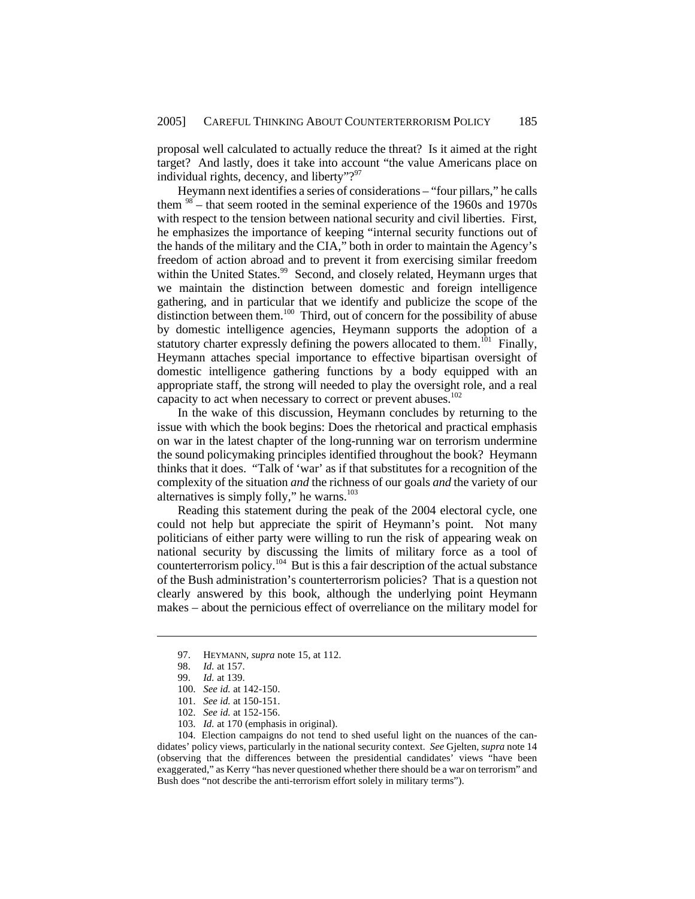proposal well calculated to actually reduce the threat? Is it aimed at the right target? And lastly, does it take into account "the value Americans place on individual rights, decency, and liberty"?[97]

Heymann next identifies a series of considerations – "four pillars," he calls them [98] – that seem rooted in the seminal experience of the 1960s and 1970s with respect to the tension between national security and civil liberties. First, he emphasizes the importance of keeping "internal security functions out of the hands of the military and the CIA," both in order to maintain the Agency's freedom of action abroad and to prevent it from exercising similar freedom within the United States.[99] Second, and closely related, Heymann urges that we maintain the distinction between domestic and foreign intelligence gathering, and in particular that we identify and publicize the scope of the distinction between them.[100] Third, out of concern for the possibility of abuse by domestic intelligence agencies, Heymann supports the adoption of a statutory charter expressly defining the powers allocated to them.[101] Finally, Heymann attaches special importance to effective bipartisan oversight of domestic intelligence gathering functions by a body equipped with an appropriate staff, the strong will needed to play the oversight role, and a real capacity to act when necessary to correct or prevent abuses.[102]

In the wake of this discussion, Heymann concludes by returning to the issue with which the book begins: Does the rhetorical and practical emphasis on war in the latest chapter of the long-running war on terrorism undermine the sound policymaking principles identified throughout the book? Heymann thinks that it does. "Talk of 'war' as if that substitutes for a recognition of the complexity of the situation *and* the richness of our goals *and* the variety of our alternatives is simply folly," he warns.[103]

Reading this statement during the peak of the 2004 electoral cycle, one could not help but appreciate the spirit of Heymann's point. Not many politicians of either party were willing to run the risk of appearing weak on national security by discussing the limits of military force as a tool of counterterrorism policy.[104] But is this a fair description of the actual substance of the Bush administration's counterterrorism policies? That is a question not clearly answered by this book, although the underlying point Heymann makes – about the pernicious effect of overreliance on the military model for

---

97. HEYMANN, *supra* note 15, at 112.

98. *Id.* at 157.

99. *Id.* at 139.

100. *See id.* at 142-150.

101. *See id.* at 150-151.

102. *See id.* at 152-156.

103. *Id.* at 170 (emphasis in original).

104. Election campaigns do not tend to shed useful light on the nuances of the candidates' policy views, particularly in the national security context. *See* Gjelten, *supra* note 14 (observing that the differences between the presidential candidates' views "have been exaggerated," as Kerry "has never questioned whether there should be a war on terrorism" and Bush does "not describe the anti-terrorism effort solely in military terms").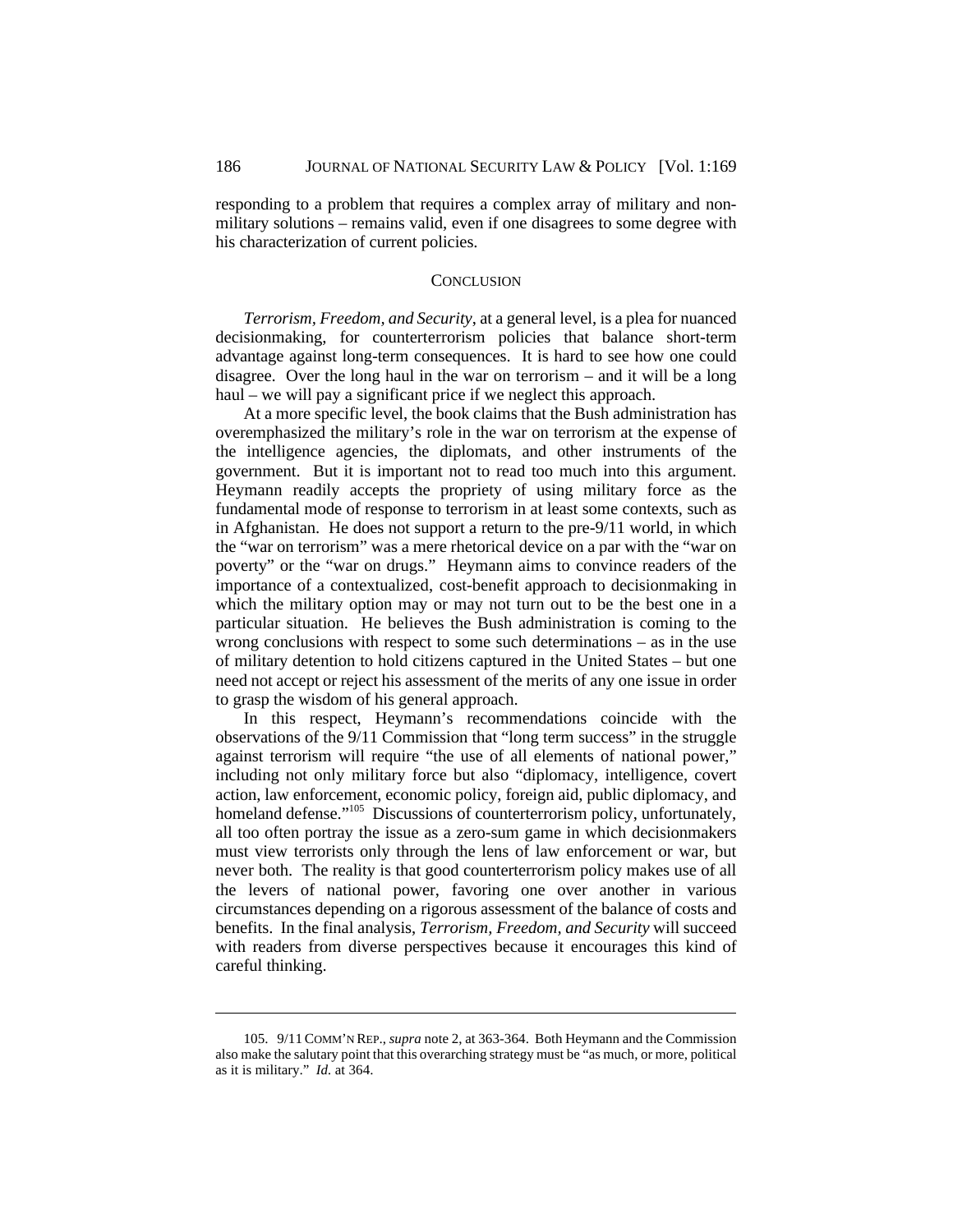responding to a problem that requires a complex array of military and non-military solutions – remains valid, even if one disagrees to some degree with his characterization of current policies.

## Conclusion

*Terrorism, Freedom, and Security*, at a general level, is a plea for nuanced decisionmaking, for counterterrorism policies that balance short-term advantage against long-term consequences. It is hard to see how one could disagree. Over the long haul in the war on terrorism – and it will be a long haul – we will pay a significant price if we neglect this approach.

At a more specific level, the book claims that the Bush administration has overemphasized the military's role in the war on terrorism at the expense of the intelligence agencies, the diplomats, and other instruments of the government. But it is important not to read too much into this argument. Heymann readily accepts the propriety of using military force as the fundamental mode of response to terrorism in at least some contexts, such as in Afghanistan. He does not support a return to the pre-9/11 world, in which the "war on terrorism" was a mere rhetorical device on a par with the "war on poverty" or the "war on drugs." Heymann aims to convince readers of the importance of a contextualized, cost-benefit approach to decisionmaking in which the military option may or may not turn out to be the best one in a particular situation. He believes the Bush administration is coming to the wrong conclusions with respect to some such determinations – as in the use of military detention to hold citizens captured in the United States – but one need not accept or reject his assessment of the merits of any one issue in order to grasp the wisdom of his general approach.

In this respect, Heymann's recommendations coincide with the observations of the 9/11 Commission that "long term success" in the struggle against terrorism will require "the use of all elements of national power," including not only military force but also "diplomacy, intelligence, covert action, law enforcement, economic policy, foreign aid, public diplomacy, and homeland defense."[105] Discussions of counterterrorism policy, unfortunately, all too often portray the issue as a zero-sum game in which decisionmakers must view terrorists only through the lens of law enforcement or war, but never both. The reality is that good counterterrorism policy makes use of all the levers of national power, favoring one over another in various circumstances depending on a rigorous assessment of the balance of costs and benefits. In the final analysis, *Terrorism, Freedom, and Security* will succeed with readers from diverse perspectives because it encourages this kind of careful thinking.

---

105. 9/11 COMM'N REP., *supra* note 2, at 363-364. Both Heymann and the Commission also make the salutary point that this overarching strategy must be "as much, or more, political as it is military." *Id.* at 364.